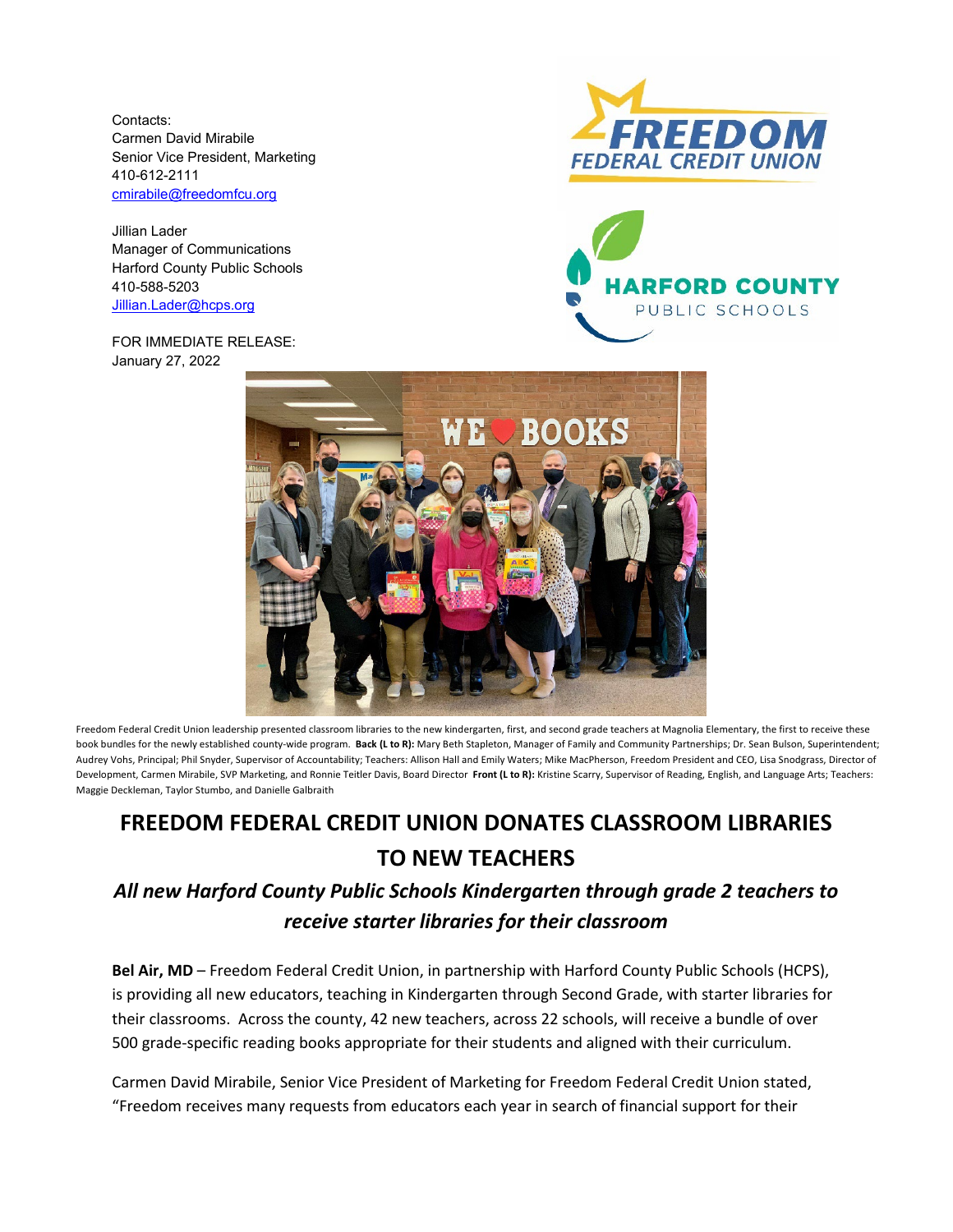Contacts:
Carmen David Mirabile
Senior Vice President, Marketing
410-612-2111
cmirabile@freedomfcu.org

Jillian Lader
Manager of Communications
Harford County Public Schools
410-588-5203
Jillian.Lader@hcps.org

FOR IMMEDIATE RELEASE:
January 27, 2022

Freedom Federal Credit Union leadership presented classroom libraries to the new kindergarten, first, and second grade teachers at Magnolia Elementary, the first to receive these book bundles for the newly established county-wide program. **Back (L to R):** Mary Beth Stapleton, Manager of Family and Community Partnerships; Dr. Sean Bulson, Superintendent; Audrey Vohs, Principal; Phil Snyder, Supervisor of Accountability; Teachers: Allison Hall and Emily Waters; Mike MacPherson, Freedom President and CEO, Lisa Snodgrass, Director of Development, Carmen Mirabile, SVP Marketing, and Ronnie Teitler Davis, Board Director **Front (L to R):** Kristine Scarry, Supervisor of Reading, English, and Language Arts; Teachers: Maggie Deckleman, Taylor Stumbo, and Danielle Galbraith

# FREEDOM FEDERAL CREDIT UNION DONATES CLASSROOM LIBRARIES TO NEW TEACHERS

## *All new Harford County Public Schools Kindergarten through grade 2 teachers to receive starter libraries for their classroom*

**Bel Air, MD** – Freedom Federal Credit Union, in partnership with Harford County Public Schools (HCPS), is providing all new educators, teaching in Kindergarten through Second Grade, with starter libraries for their classrooms. Across the county, 42 new teachers, across 22 schools, will receive a bundle of over 500 grade-specific reading books appropriate for their students and aligned with their curriculum.

Carmen David Mirabile, Senior Vice President of Marketing for Freedom Federal Credit Union stated, "Freedom receives many requests from educators each year in search of financial support for their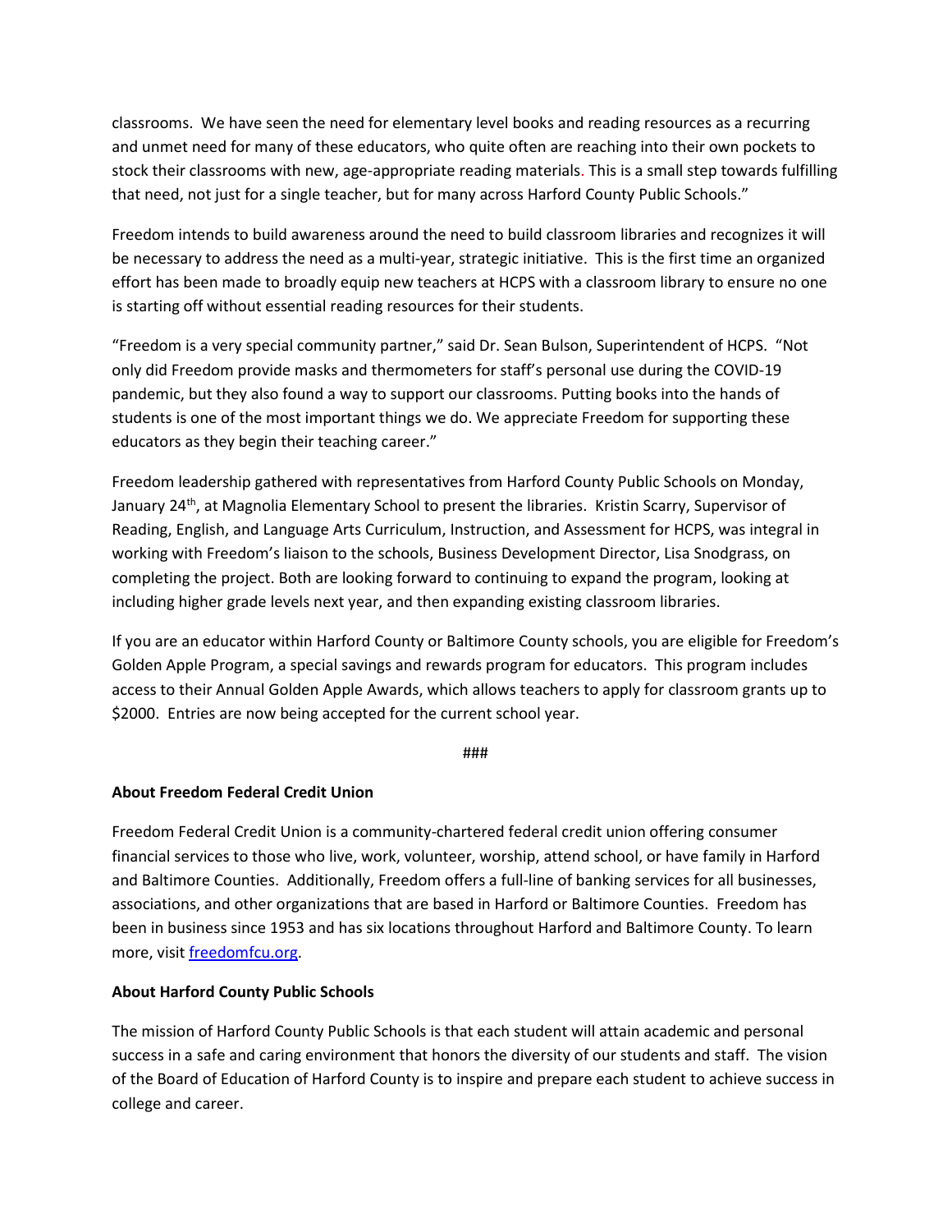classrooms. We have seen the need for elementary level books and reading resources as a recurring and unmet need for many of these educators, who quite often are reaching into their own pockets to stock their classrooms with new, age-appropriate reading materials. This is a small step towards fulfilling that need, not just for a single teacher, but for many across Harford County Public Schools."

Freedom intends to build awareness around the need to build classroom libraries and recognizes it will be necessary to address the need as a multi-year, strategic initiative. This is the first time an organized effort has been made to broadly equip new teachers at HCPS with a classroom library to ensure no one is starting off without essential reading resources for their students.

"Freedom is a very special community partner," said Dr. Sean Bulson, Superintendent of HCPS. "Not only did Freedom provide masks and thermometers for staff's personal use during the COVID-19 pandemic, but they also found a way to support our classrooms. Putting books into the hands of students is one of the most important things we do. We appreciate Freedom for supporting these educators as they begin their teaching career."

Freedom leadership gathered with representatives from Harford County Public Schools on Monday, January 24th, at Magnolia Elementary School to present the libraries. Kristin Scarry, Supervisor of Reading, English, and Language Arts Curriculum, Instruction, and Assessment for HCPS, was integral in working with Freedom's liaison to the schools, Business Development Director, Lisa Snodgrass, on completing the project. Both are looking forward to continuing to expand the program, looking at including higher grade levels next year, and then expanding existing classroom libraries.

If you are an educator within Harford County or Baltimore County schools, you are eligible for Freedom's Golden Apple Program, a special savings and rewards program for educators. This program includes access to their Annual Golden Apple Awards, which allows teachers to apply for classroom grants up to $2000. Entries are now being accepted for the current school year.

###

**About Freedom Federal Credit Union**

Freedom Federal Credit Union is a community-chartered federal credit union offering consumer financial services to those who live, work, volunteer, worship, attend school, or have family in Harford and Baltimore Counties. Additionally, Freedom offers a full-line of banking services for all businesses, associations, and other organizations that are based in Harford or Baltimore Counties. Freedom has been in business since 1953 and has six locations throughout Harford and Baltimore County. To learn more, visit [freedomfcu.org](freedomfcu.org).

**About Harford County Public Schools**

The mission of Harford County Public Schools is that each student will attain academic and personal success in a safe and caring environment that honors the diversity of our students and staff. The vision of the Board of Education of Harford County is to inspire and prepare each student to achieve success in college and career.